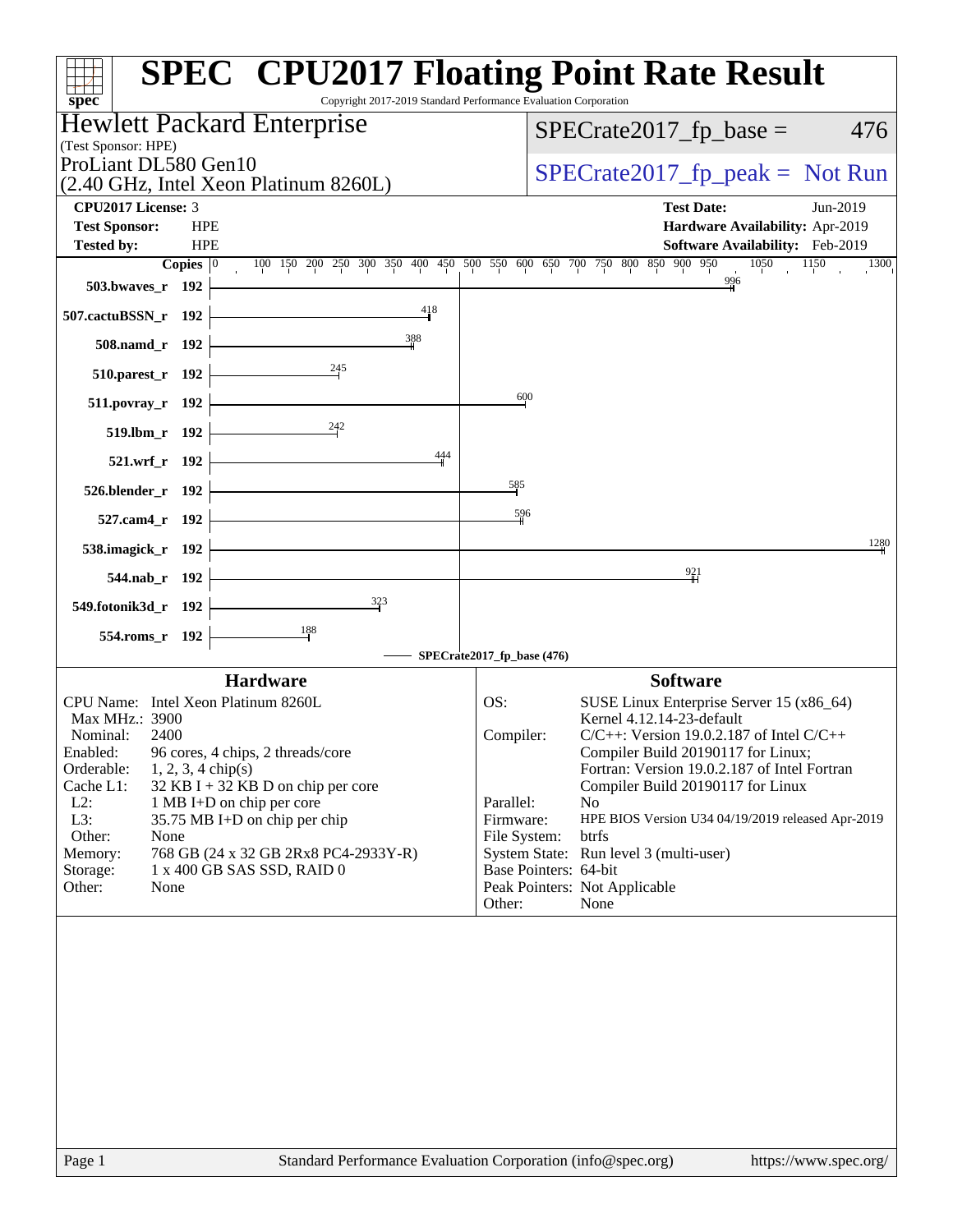# SPEC CPU2017 Floating Point Rate Result

Copyright 2017-2019 Standard Performance Evaluation Corporation

**Hewlett Packard Enterprise**
(Test Sponsor: HPE)
ProLiant DL580 Gen10
(2.40 GHz, Intel Xeon Platinum 8260L)

SPECrate2017_fp_base = 476

SPECrate2017_fp_peak = Not Run

| | | | |
|---|---|---|---|
| **CPU2017 License:** | 3 | **Test Date:** | Jun-2019 |
| **Test Sponsor:** | HPE | **Hardware Availability:** | Apr-2019 |
| **Tested by:** | HPE | **Software Availability:** | Feb-2019 |

| Benchmark | Copies | SPECrate2017_fp_base |
|---|---|---|
| 503.bwaves_r | 192 | 996 |
| 507.cactuBSSN_r | 192 | 418 |
| 508.namd_r | 192 | 388 |
| 510.parest_r | 192 | 245 |
| 511.povray_r | 192 | 600 |
| 519.lbm_r | 192 | 242 |
| 521.wrf_r | 192 | 444 |
| 526.blender_r | 192 | 585 |
| 527.cam4_r | 192 | 596 |
| 538.imagick_r | 192 | 1280 |
| 544.nab_r | 192 | 921 |
| 549.fotonik3d_r | 192 | 323 |
| 554.roms_r | 192 | 188 |

SPECrate2017_fp_base (476)

## Hardware

| | |
|---|---|
| CPU Name: | Intel Xeon Platinum 8260L |
| Max MHz.: | 3900 |
| Nominal: | 2400 |
| Enabled: | 96 cores, 4 chips, 2 threads/core |
| Orderable: | 1, 2, 3, 4 chip(s) |
| Cache L1: | 32 KB I + 32 KB D on chip per core |
| L2: | 1 MB I+D on chip per core |
| L3: | 35.75 MB I+D on chip per chip |
| Other: | None |
| Memory: | 768 GB (24 x 32 GB 2Rx8 PC4-2933Y-R) |
| Storage: | 1 x 400 GB SAS SSD, RAID 0 |
| Other: | None |

## Software

| | |
|---|---|
| OS: | SUSE Linux Enterprise Server 15 (x86_64) Kernel 4.12.14-23-default |
| Compiler: | C/C++: Version 19.0.2.187 of Intel C/C++ Compiler Build 20190117 for Linux; Fortran: Version 19.0.2.187 of Intel Fortran Compiler Build 20190117 for Linux |
| Parallel: | No |
| Firmware: | HPE BIOS Version U34 04/19/2019 released Apr-2019 |
| File System: | btrfs |
| System State: | Run level 3 (multi-user) |
| Base Pointers: | 64-bit |
| Peak Pointers: | Not Applicable |
| Other: | None |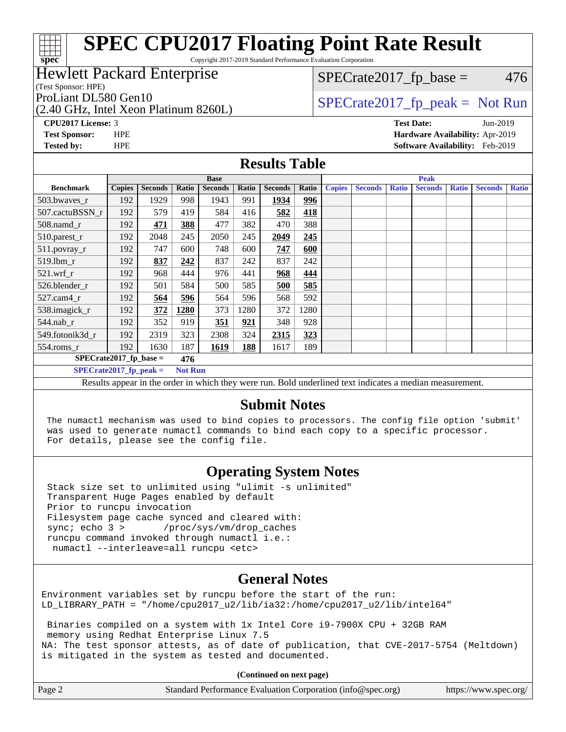# SPEC CPU2017 Floating Point Rate Result

Copyright 2017-2019 Standard Performance Evaluation Corporation

**Hewlett Packard Enterprise**
(Test Sponsor: HPE)

ProLiant DL580 Gen10
(2.40 GHz, Intel Xeon Platinum 8260L)

SPECrate2017_fp_base = 476

SPECrate2017_fp_peak = Not Run

**CPU2017 License:** 3
**Test Sponsor:** HPE
**Tested by:** HPE

**Test Date:** Jun-2019
**Hardware Availability:** Apr-2019
**Software Availability:** Feb-2019

## Results Table

| | Base | | | | | | | Peak | | | | | | |
|---|---|---|---|---|---|---|---|---|---|---|---|---|---|---|
| **Benchmark** | **Copies** | **Seconds** | **Ratio** | **Seconds** | **Ratio** | **Seconds** | **Ratio** | **Copies** | **Seconds** | **Ratio** | **Seconds** | **Ratio** | **Seconds** | **Ratio** |
| 503.bwaves_r | 192 | 1929 | 998 | 1943 | 991 | **1934** | **996** | | | | | | | |
| 507.cactuBSSN_r | 192 | 579 | 419 | 584 | 416 | **582** | **418** | | | | | | | |
| 508.namd_r | 192 | **471** | **388** | 477 | 382 | 470 | 388 | | | | | | | |
| 510.parest_r | 192 | 2048 | 245 | 2050 | 245 | **2049** | **245** | | | | | | | |
| 511.povray_r | 192 | 747 | 600 | 748 | 600 | **747** | **600** | | | | | | | |
| 519.lbm_r | 192 | **837** | **242** | 837 | 242 | 837 | 242 | | | | | | | |
| 521.wrf_r | 192 | 968 | 444 | 976 | 441 | **968** | **444** | | | | | | | |
| 526.blender_r | 192 | 501 | 584 | 500 | 585 | **500** | **585** | | | | | | | |
| 527.cam4_r | 192 | **564** | **596** | 564 | 596 | 568 | 592 | | | | | | | |
| 538.imagick_r | 192 | **372** | **1280** | 373 | 1280 | 372 | 1280 | | | | | | | |
| 544.nab_r | 192 | 352 | 919 | **351** | **921** | 348 | 928 | | | | | | | |
| 549.fotonik3d_r | 192 | 2319 | 323 | 2308 | 324 | **2315** | **323** | | | | | | | |
| 554.roms_r | 192 | 1630 | 187 | **1619** | **188** | 1617 | 189 | | | | | | | |

**SPECrate2017_fp_base = 476**

**SPECrate2017_fp_peak = Not Run**

Results appear in the order in which they were run. Bold underlined text indicates a median measurement.

## Submit Notes

```
The numactl mechanism was used to bind copies to processors. The config file option 'submit'
was used to generate numactl commands to bind each copy to a specific processor.
For details, please see the config file.
```

## Operating System Notes

```
Stack size set to unlimited using "ulimit -s unlimited"
Transparent Huge Pages enabled by default
Prior to runcpu invocation
Filesystem page cache synced and cleared with:
sync; echo 3 >       /proc/sys/vm/drop_caches
runcpu command invoked through numactl i.e.:
 numactl --interleave=all runcpu <etc>
```

## General Notes

```
Environment variables set by runcpu before the start of the run:
LD_LIBRARY_PATH = "/home/cpu2017_u2/lib/ia32:/home/cpu2017_u2/lib/intel64"

 Binaries compiled on a system with 1x Intel Core i9-7900X CPU + 32GB RAM
 memory using Redhat Enterprise Linux 7.5
NA: The test sponsor attests, as of date of publication, that CVE-2017-5754 (Meltdown)
is mitigated in the system as tested and documented.
```

**(Continued on next page)**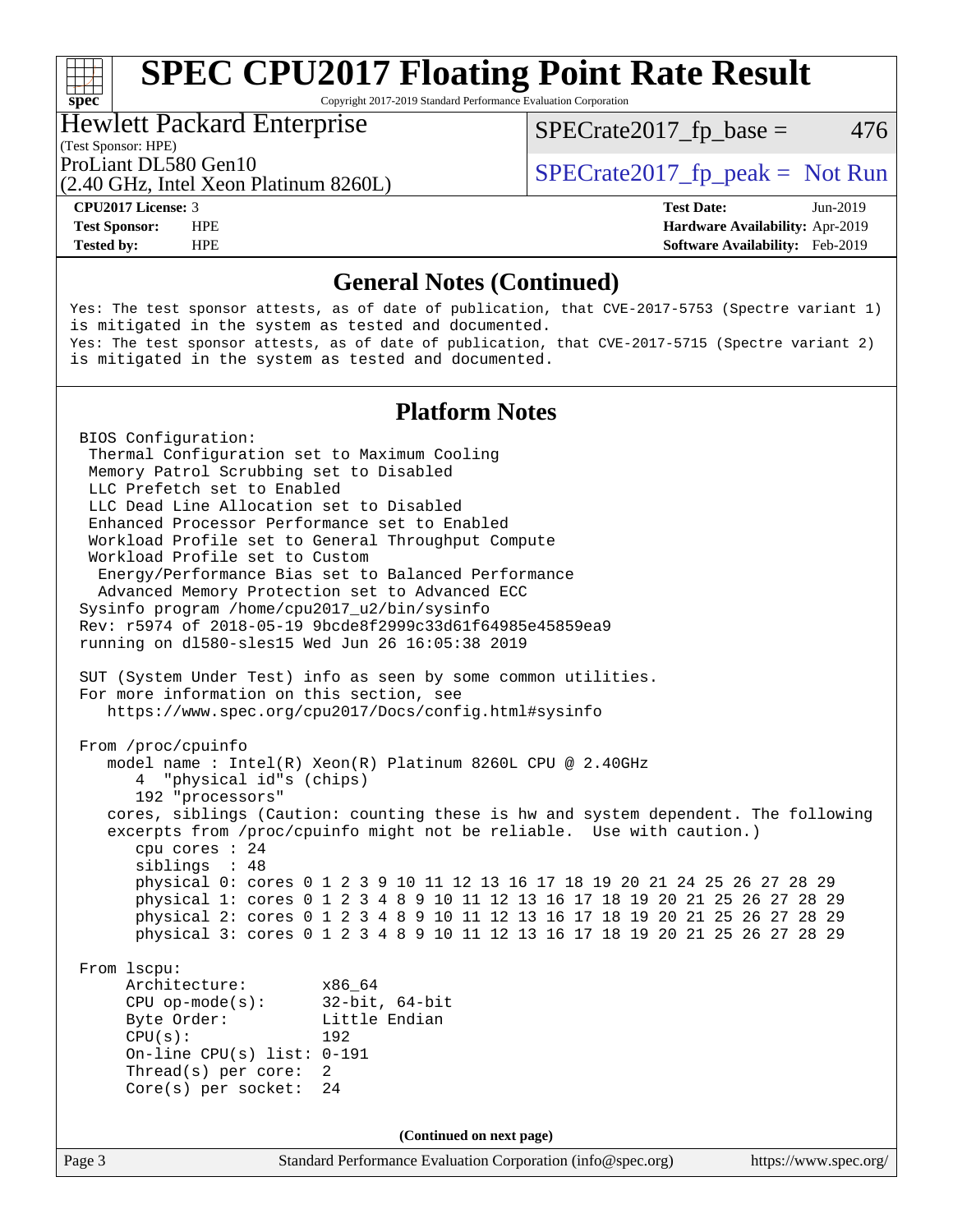## General Notes (Continued)

```
Yes: The test sponsor attests, as of date of publication, that CVE-2017-5753 (Spectre variant 1)
is mitigated in the system as tested and documented.
Yes: The test sponsor attests, as of date of publication, that CVE-2017-5715 (Spectre variant 2)
is mitigated in the system as tested and documented.
```

## Platform Notes

```
BIOS Configuration:
 Thermal Configuration set to Maximum Cooling
 Memory Patrol Scrubbing set to Disabled
 LLC Prefetch set to Enabled
 LLC Dead Line Allocation set to Disabled
 Enhanced Processor Performance set to Enabled
 Workload Profile set to General Throughput Compute
 Workload Profile set to Custom
  Energy/Performance Bias set to Balanced Performance
  Advanced Memory Protection set to Advanced ECC
Sysinfo program /home/cpu2017_u2/bin/sysinfo
Rev: r5974 of 2018-05-19 9bcde8f2999c33d61f64985e45859ea9
running on dl580-sles15 Wed Jun 26 16:05:38 2019

SUT (System Under Test) info as seen by some common utilities.
For more information on this section, see
   https://www.spec.org/cpu2017/Docs/config.html#sysinfo

From /proc/cpuinfo
   model name : Intel(R) Xeon(R) Platinum 8260L CPU @ 2.40GHz
      4  "physical id"s (chips)
      192 "processors"
   cores, siblings (Caution: counting these is hw and system dependent. The following
   excerpts from /proc/cpuinfo might not be reliable.  Use with caution.)
      cpu cores : 24
      siblings  : 48
      physical 0: cores 0 1 2 3 9 10 11 12 13 16 17 18 19 20 21 24 25 26 27 28 29
      physical 1: cores 0 1 2 3 4 8 9 10 11 12 13 16 17 18 19 20 21 25 26 27 28 29
      physical 2: cores 0 1 2 3 4 8 9 10 11 12 13 16 17 18 19 20 21 25 26 27 28 29
      physical 3: cores 0 1 2 3 4 8 9 10 11 12 13 16 17 18 19 20 21 25 26 27 28 29

From lscpu:
     Architecture:        x86_64
     CPU op-mode(s):      32-bit, 64-bit
     Byte Order:          Little Endian
     CPU(s):              192
     On-line CPU(s) list: 0-191
     Thread(s) per core:  2
     Core(s) per socket:  24
```

(Continued on next page)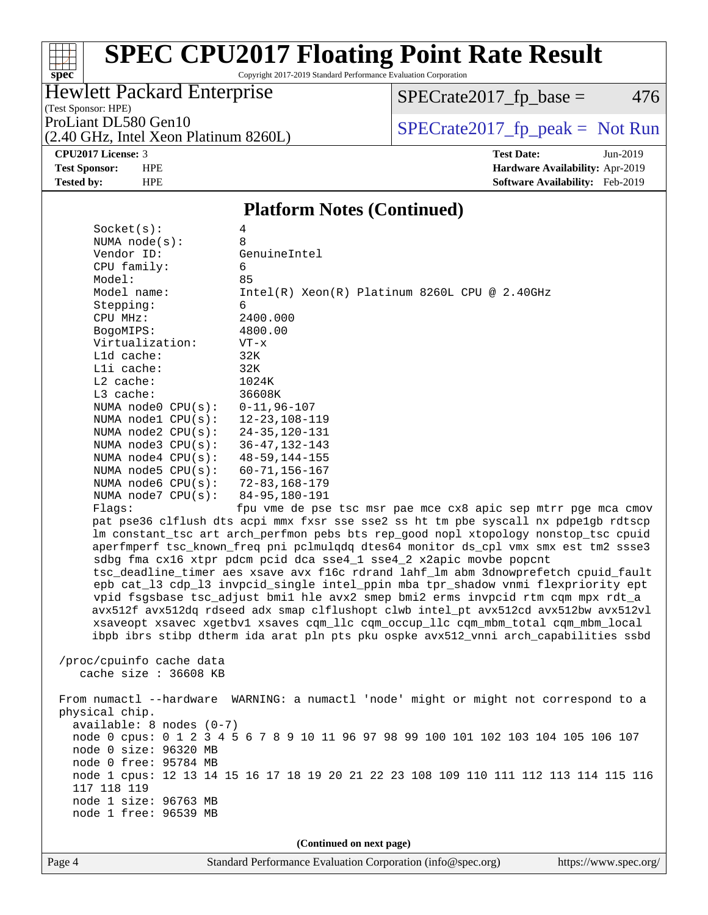## Platform Notes (Continued)

```
Socket(s):             4
NUMA node(s):          8
Vendor ID:             GenuineIntel
CPU family:            6
Model:                 85
Model name:            Intel(R) Xeon(R) Platinum 8260L CPU @ 2.40GHz
Stepping:              6
CPU MHz:               2400.000
BogoMIPS:              4800.00
Virtualization:        VT-x
L1d cache:             32K
L1i cache:             32K
L2 cache:              1024K
L3 cache:              36608K
NUMA node0 CPU(s):     0-11,96-107
NUMA node1 CPU(s):     12-23,108-119
NUMA node2 CPU(s):     24-35,120-131
NUMA node3 CPU(s):     36-47,132-143
NUMA node4 CPU(s):     48-59,144-155
NUMA node5 CPU(s):     60-71,156-167
NUMA node6 CPU(s):     72-83,168-179
NUMA node7 CPU(s):     84-95,180-191
Flags:                 fpu vme de pse tsc msr pae mce cx8 apic sep mtrr pge mca cmov
pat pse36 clflush dts acpi mmx fxsr sse sse2 ss ht tm pbe syscall nx pdpe1gb rdtscp
lm constant_tsc art arch_perfmon pebs bts rep_good nopl xtopology nonstop_tsc cpuid
aperfmperf tsc_known_freq pni pclmulqdq dtes64 monitor ds_cpl vmx smx est tm2 ssse3
sdbg fma cx16 xtpr pdcm pcid dca sse4_1 sse4_2 x2apic movbe popcnt
tsc_deadline_timer aes xsave avx f16c rdrand lahf_lm abm 3dnowprefetch cpuid_fault
epb cat_l3 cdp_l3 invpcid_single intel_ppin mba tpr_shadow vnmi flexpriority ept
vpid fsgsbase tsc_adjust bmi1 hle avx2 smep bmi2 erms invpcid rtm cqm mpx rdt_a
avx512f avx512dq rdseed adx smap clflushopt clwb intel_pt avx512cd avx512bw avx512vl
xsaveopt xsavec xgetbv1 xsaves cqm_llc cqm_occup_llc cqm_mbm_total cqm_mbm_local
ibpb ibrs stibp dtherm ida arat pln pts pku ospke avx512_vnni arch_capabilities ssbd

/proc/cpuinfo cache data
   cache size : 36608 KB

From numactl --hardware  WARNING: a numactl 'node' might or might not correspond to a
physical chip.
  available: 8 nodes (0-7)
  node 0 cpus: 0 1 2 3 4 5 6 7 8 9 10 11 96 97 98 99 100 101 102 103 104 105 106 107
  node 0 size: 96320 MB
  node 0 free: 95784 MB
  node 1 cpus: 12 13 14 15 16 17 18 19 20 21 22 23 108 109 110 111 112 113 114 115 116
  117 118 119
  node 1 size: 96763 MB
  node 1 free: 96539 MB
```

(Continued on next page)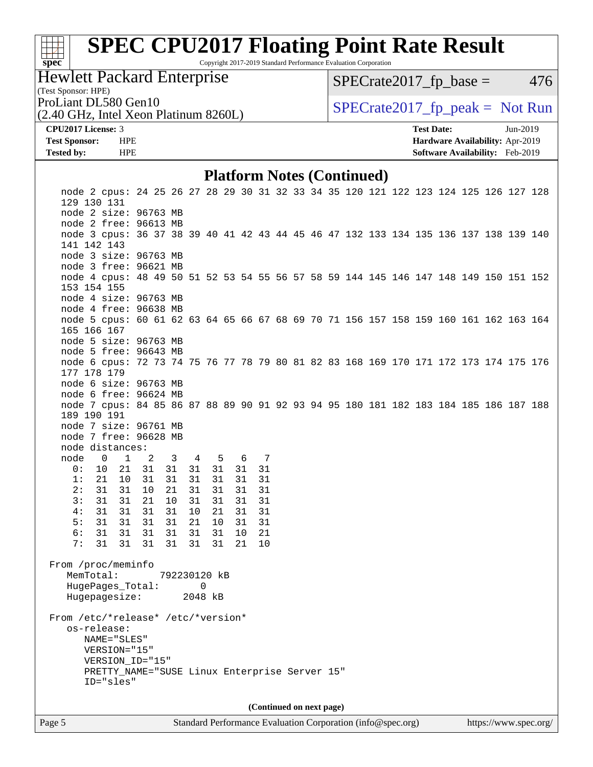# SPEC CPU2017 Floating Point Rate Result

Copyright 2017-2019 Standard Performance Evaluation Corporation

**Hewlett Packard Enterprise**
(Test Sponsor: HPE)
ProLiant DL580 Gen10
(2.40 GHz, Intel Xeon Platinum 8260L)

SPECrate2017_fp_base = 476

SPECrate2017_fp_peak = Not Run

**CPU2017 License:** 3
**Test Sponsor:** HPE
**Tested by:** HPE

**Test Date:** Jun-2019
**Hardware Availability:** Apr-2019
**Software Availability:** Feb-2019

## Platform Notes (Continued)

```
    node 2 cpus: 24 25 26 27 28 29 30 31 32 33 34 35 120 121 122 123 124 125 126 127 128
    129 130 131
    node 2 size: 96763 MB
    node 2 free: 96613 MB
    node 3 cpus: 36 37 38 39 40 41 42 43 44 45 46 47 132 133 134 135 136 137 138 139 140
    141 142 143
    node 3 size: 96763 MB
    node 3 free: 96621 MB
    node 4 cpus: 48 49 50 51 52 53 54 55 56 57 58 59 144 145 146 147 148 149 150 151 152
    153 154 155
    node 4 size: 96763 MB
    node 4 free: 96638 MB
    node 5 cpus: 60 61 62 63 64 65 66 67 68 69 70 71 156 157 158 159 160 161 162 163 164
    165 166 167
    node 5 size: 96763 MB
    node 5 free: 96643 MB
    node 6 cpus: 72 73 74 75 76 77 78 79 80 81 82 83 168 169 170 171 172 173 174 175 176
    177 178 179
    node 6 size: 96763 MB
    node 6 free: 96624 MB
    node 7 cpus: 84 85 86 87 88 89 90 91 92 93 94 95 180 181 182 183 184 185 186 187 188
    189 190 191
    node 7 size: 96761 MB
    node 7 free: 96628 MB
    node distances:
    node   0   1   2   3   4   5   6   7
      0:  10  21  31  31  31  31  31  31
      1:  21  10  31  31  31  31  31  31
      2:  31  31  10  21  31  31  31  31
      3:  31  31  21  10  31  31  31  31
      4:  31  31  31  31  10  21  31  31
      5:  31  31  31  31  21  10  31  31
      6:  31  31  31  31  31  31  10  21
      7:  31  31  31  31  31  31  21  10

 From /proc/meminfo
    MemTotal:       792230120 kB
    HugePages_Total:       0
    Hugepagesize:       2048 kB

 From /etc/*release* /etc/*version*
    os-release:
       NAME="SLES"
       VERSION="15"
       VERSION_ID="15"
       PRETTY_NAME="SUSE Linux Enterprise Server 15"
       ID="sles"
```

(Continued on next page)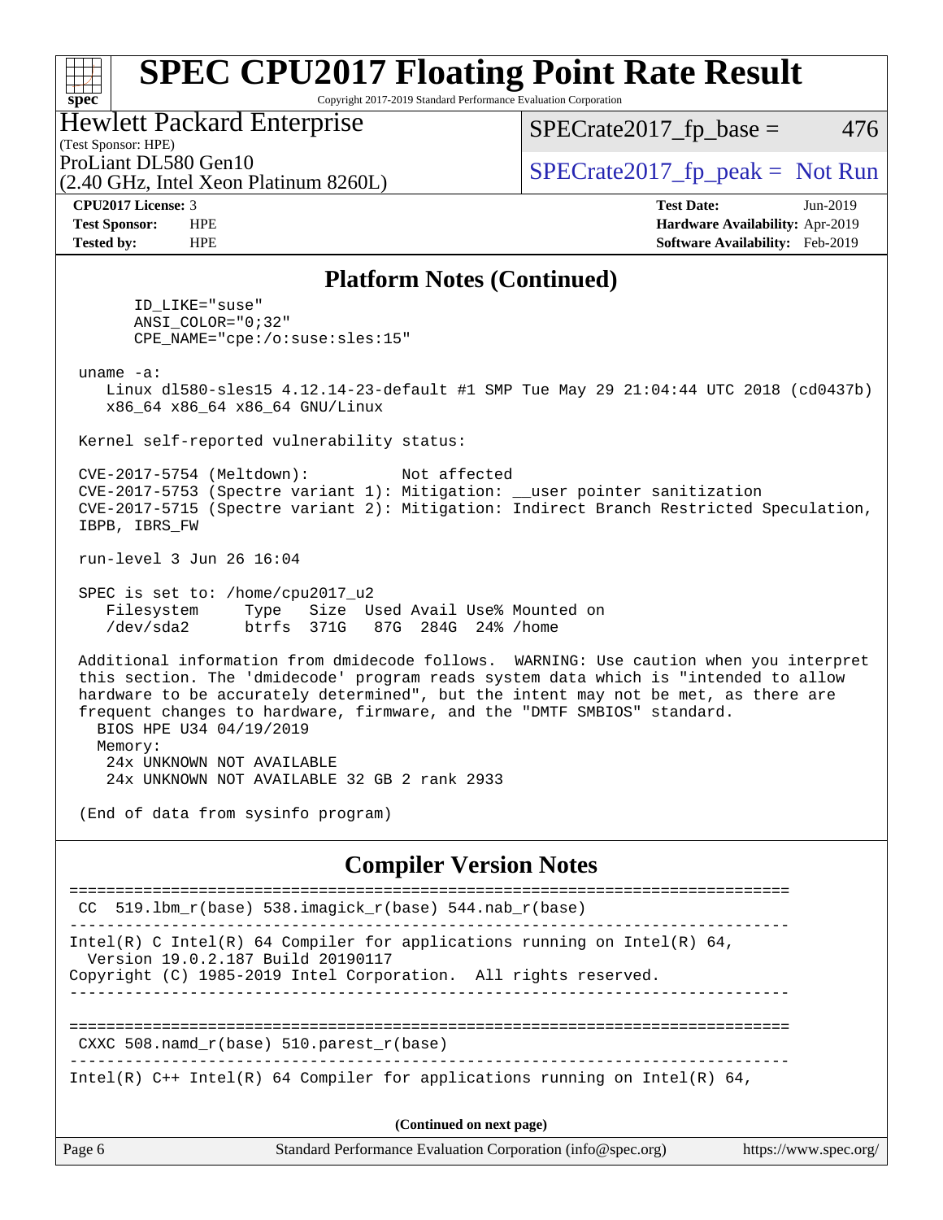## Platform Notes (Continued)

```
      ID_LIKE="suse"
      ANSI_COLOR="0;32"
      CPE_NAME="cpe:/o:suse:sles:15"

 uname -a:
    Linux dl580-sles15 4.12.14-23-default #1 SMP Tue May 29 21:04:44 UTC 2018 (cd0437b)
    x86_64 x86_64 x86_64 GNU/Linux

 Kernel self-reported vulnerability status:

 CVE-2017-5754 (Meltdown):          Not affected
 CVE-2017-5753 (Spectre variant 1): Mitigation: __user pointer sanitization
 CVE-2017-5715 (Spectre variant 2): Mitigation: Indirect Branch Restricted Speculation,
 IBPB, IBRS_FW

 run-level 3 Jun 26 16:04

 SPEC is set to: /home/cpu2017_u2
    Filesystem     Type   Size  Used Avail Use% Mounted on
    /dev/sda2      btrfs  371G   87G  284G  24% /home

 Additional information from dmidecode follows.  WARNING: Use caution when you interpret
 this section. The 'dmidecode' program reads system data which is "intended to allow
 hardware to be accurately determined", but the intent may not be met, as there are
 frequent changes to hardware, firmware, and the "DMTF SMBIOS" standard.
   BIOS HPE U34 04/19/2019
   Memory:
    24x UNKNOWN NOT AVAILABLE
    24x UNKNOWN NOT AVAILABLE 32 GB 2 rank 2933

 (End of data from sysinfo program)
```

## Compiler Version Notes

```
==============================================================================
 CC  519.lbm_r(base) 538.imagick_r(base) 544.nab_r(base)
------------------------------------------------------------------------------
Intel(R) C Intel(R) 64 Compiler for applications running on Intel(R) 64,
  Version 19.0.2.187 Build 20190117
Copyright (C) 1985-2019 Intel Corporation.  All rights reserved.
------------------------------------------------------------------------------

==============================================================================
 CXXC 508.namd_r(base) 510.parest_r(base)
------------------------------------------------------------------------------
Intel(R) C++ Intel(R) 64 Compiler for applications running on Intel(R) 64,
```

**(Continued on next page)**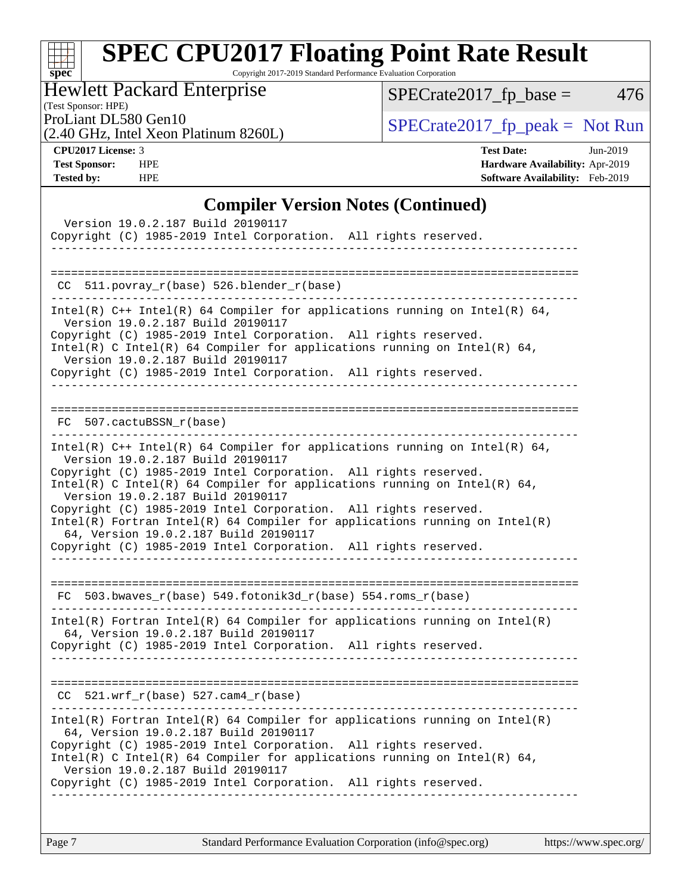# SPEC CPU2017 Floating Point Rate Result

Copyright 2017-2019 Standard Performance Evaluation Corporation

Hewlett Packard Enterprise
(Test Sponsor: HPE)
ProLiant DL580 Gen10
(2.40 GHz, Intel Xeon Platinum 8260L)

SPECrate2017_fp_base = 476

SPECrate2017_fp_peak = Not Run

**CPU2017 License:** 3
**Test Sponsor:** HPE
**Tested by:** HPE

**Test Date:** Jun-2019
**Hardware Availability:** Apr-2019
**Software Availability:** Feb-2019

## Compiler Version Notes (Continued)

```
  Version 19.0.2.187 Build 20190117
Copyright (C) 1985-2019 Intel Corporation.  All rights reserved.
------------------------------------------------------------------------------

==============================================================================
 CC  511.povray_r(base) 526.blender_r(base)
------------------------------------------------------------------------------
Intel(R) C++ Intel(R) 64 Compiler for applications running on Intel(R) 64,
  Version 19.0.2.187 Build 20190117
Copyright (C) 1985-2019 Intel Corporation.  All rights reserved.
Intel(R) C Intel(R) 64 Compiler for applications running on Intel(R) 64,
  Version 19.0.2.187 Build 20190117
Copyright (C) 1985-2019 Intel Corporation.  All rights reserved.
------------------------------------------------------------------------------

==============================================================================
 FC  507.cactuBSSN_r(base)
------------------------------------------------------------------------------
Intel(R) C++ Intel(R) 64 Compiler for applications running on Intel(R) 64,
  Version 19.0.2.187 Build 20190117
Copyright (C) 1985-2019 Intel Corporation.  All rights reserved.
Intel(R) C Intel(R) 64 Compiler for applications running on Intel(R) 64,
  Version 19.0.2.187 Build 20190117
Copyright (C) 1985-2019 Intel Corporation.  All rights reserved.
Intel(R) Fortran Intel(R) 64 Compiler for applications running on Intel(R)
  64, Version 19.0.2.187 Build 20190117
Copyright (C) 1985-2019 Intel Corporation.  All rights reserved.
------------------------------------------------------------------------------

==============================================================================
 FC  503.bwaves_r(base) 549.fotonik3d_r(base) 554.roms_r(base)
------------------------------------------------------------------------------
Intel(R) Fortran Intel(R) 64 Compiler for applications running on Intel(R)
  64, Version 19.0.2.187 Build 20190117
Copyright (C) 1985-2019 Intel Corporation.  All rights reserved.
------------------------------------------------------------------------------

==============================================================================
 CC  521.wrf_r(base) 527.cam4_r(base)
------------------------------------------------------------------------------
Intel(R) Fortran Intel(R) 64 Compiler for applications running on Intel(R)
  64, Version 19.0.2.187 Build 20190117
Copyright (C) 1985-2019 Intel Corporation.  All rights reserved.
Intel(R) C Intel(R) 64 Compiler for applications running on Intel(R) 64,
  Version 19.0.2.187 Build 20190117
Copyright (C) 1985-2019 Intel Corporation.  All rights reserved.
------------------------------------------------------------------------------
```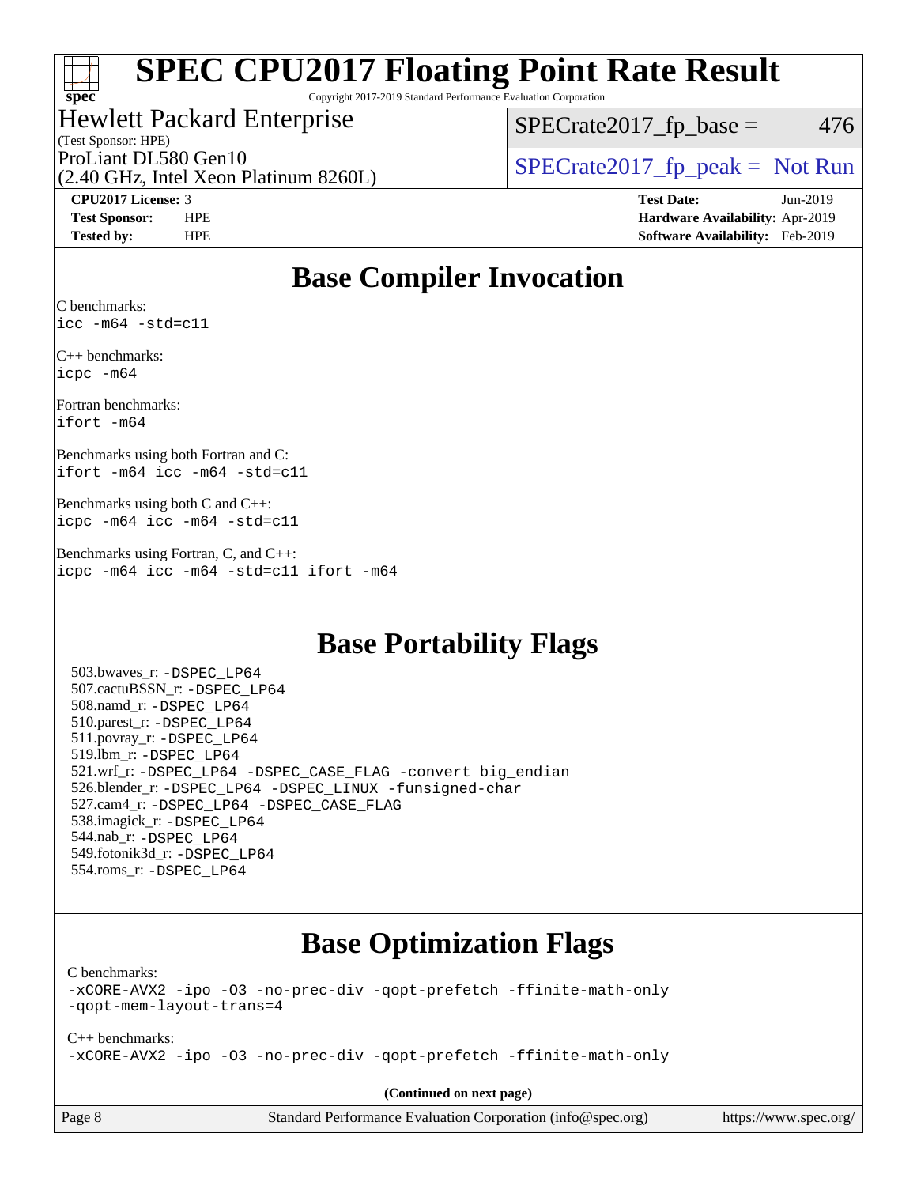# SPEC CPU2017 Floating Point Rate Result

Copyright 2017-2019 Standard Performance Evaluation Corporation

Hewlett Packard Enterprise
(Test Sponsor: HPE)
ProLiant DL580 Gen10
(2.40 GHz, Intel Xeon Platinum 8260L)

SPECrate2017_fp_base = 476

SPECrate2017_fp_peak = Not Run

**CPU2017 License:** 3
**Test Sponsor:** HPE
**Tested by:** HPE

**Test Date:** Jun-2019
**Hardware Availability:** Apr-2019
**Software Availability:** Feb-2019

## Base Compiler Invocation

C benchmarks:
`icc -m64 -std=c11`

C++ benchmarks:
`icpc -m64`

Fortran benchmarks:
`ifort -m64`

Benchmarks using both Fortran and C:
`ifort -m64 icc -m64 -std=c11`

Benchmarks using both C and C++:
`icpc -m64 icc -m64 -std=c11`

Benchmarks using Fortran, C, and C++:
`icpc -m64 icc -m64 -std=c11 ifort -m64`

## Base Portability Flags

503.bwaves_r: -DSPEC_LP64
507.cactuBSSN_r: -DSPEC_LP64
508.namd_r: -DSPEC_LP64
510.parest_r: -DSPEC_LP64
511.povray_r: -DSPEC_LP64
519.lbm_r: -DSPEC_LP64
521.wrf_r: -DSPEC_LP64 -DSPEC_CASE_FLAG -convert big_endian
526.blender_r: -DSPEC_LP64 -DSPEC_LINUX -funsigned-char
527.cam4_r: -DSPEC_LP64 -DSPEC_CASE_FLAG
538.imagick_r: -DSPEC_LP64
544.nab_r: -DSPEC_LP64
549.fotonik3d_r: -DSPEC_LP64
554.roms_r: -DSPEC_LP64

## Base Optimization Flags

C benchmarks:
`-xCORE-AVX2 -ipo -O3 -no-prec-div -qopt-prefetch -ffinite-math-only -qopt-mem-layout-trans=4`

C++ benchmarks:
`-xCORE-AVX2 -ipo -O3 -no-prec-div -qopt-prefetch -ffinite-math-only`

**(Continued on next page)**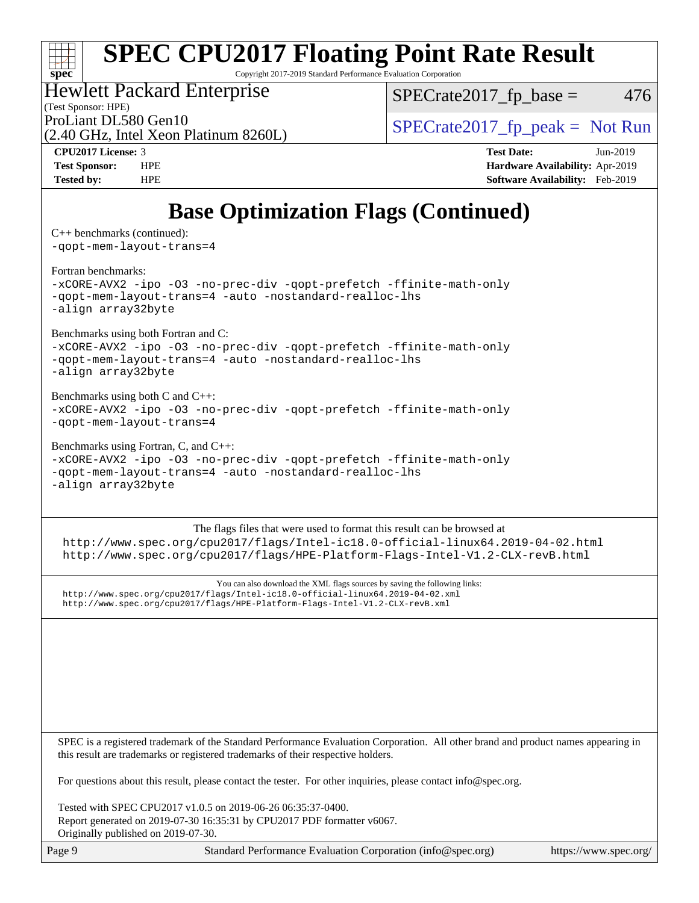# SPEC CPU2017 Floating Point Rate Result

Copyright 2017-2019 Standard Performance Evaluation Corporation

**Hewlett Packard Enterprise**
(Test Sponsor: HPE)
ProLiant DL580 Gen10
(2.40 GHz, Intel Xeon Platinum 8260L)

SPECrate2017_fp_base = 476

SPECrate2017_fp_peak = Not Run

| | | | |
|---|---|---|---|
| **CPU2017 License:** | 3 | **Test Date:** | Jun-2019 |
| **Test Sponsor:** | HPE | **Hardware Availability:** | Apr-2019 |
| **Tested by:** | HPE | **Software Availability:** | Feb-2019 |

## Base Optimization Flags (Continued)

C++ benchmarks (continued):
```
-qopt-mem-layout-trans=4
```

Fortran benchmarks:
```
-xCORE-AVX2 -ipo -O3 -no-prec-div -qopt-prefetch -ffinite-math-only
-qopt-mem-layout-trans=4 -auto -nostandard-realloc-lhs
-align array32byte
```

Benchmarks using both Fortran and C:
```
-xCORE-AVX2 -ipo -O3 -no-prec-div -qopt-prefetch -ffinite-math-only
-qopt-mem-layout-trans=4 -auto -nostandard-realloc-lhs
-align array32byte
```

Benchmarks using both C and C++:
```
-xCORE-AVX2 -ipo -O3 -no-prec-div -qopt-prefetch -ffinite-math-only
-qopt-mem-layout-trans=4
```

Benchmarks using Fortran, C, and C++:
```
-xCORE-AVX2 -ipo -O3 -no-prec-div -qopt-prefetch -ffinite-math-only
-qopt-mem-layout-trans=4 -auto -nostandard-realloc-lhs
-align array32byte
```

The flags files that were used to format this result can be browsed at
http://www.spec.org/cpu2017/flags/Intel-ic18.0-official-linux64.2019-04-02.html
http://www.spec.org/cpu2017/flags/HPE-Platform-Flags-Intel-V1.2-CLX-revB.html

You can also download the XML flags sources by saving the following links:
http://www.spec.org/cpu2017/flags/Intel-ic18.0-official-linux64.2019-04-02.xml
http://www.spec.org/cpu2017/flags/HPE-Platform-Flags-Intel-V1.2-CLX-revB.xml

SPEC is a registered trademark of the Standard Performance Evaluation Corporation. All other brand and product names appearing in this result are trademarks or registered trademarks of their respective holders.

For questions about this result, please contact the tester. For other inquiries, please contact info@spec.org.

Tested with SPEC CPU2017 v1.0.5 on 2019-06-26 06:35:37-0400.
Report generated on 2019-07-30 16:35:31 by CPU2017 PDF formatter v6067.
Originally published on 2019-07-30.